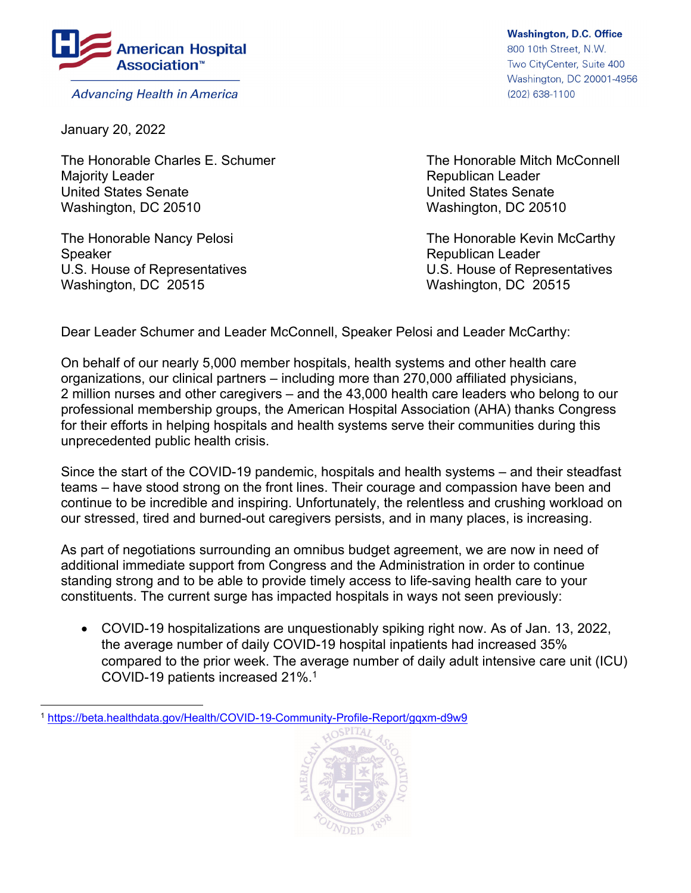American Hospital Association™

*Advancing Health in America*

**Washington, D.C. Office**
800 10th Street, N.W.
Two CityCenter, Suite 400
Washington, DC 20001-4956
(202) 638-1100

January 20, 2022

The Honorable Charles E. Schumer
Majority Leader
United States Senate
Washington, DC 20510

The Honorable Mitch McConnell
Republican Leader
United States Senate
Washington, DC 20510

The Honorable Nancy Pelosi
Speaker
U.S. House of Representatives
Washington, DC 20515

The Honorable Kevin McCarthy
Republican Leader
U.S. House of Representatives
Washington, DC 20515

Dear Leader Schumer and Leader McConnell, Speaker Pelosi and Leader McCarthy:

On behalf of our nearly 5,000 member hospitals, health systems and other health care organizations, our clinical partners – including more than 270,000 affiliated physicians, 2 million nurses and other caregivers – and the 43,000 health care leaders who belong to our professional membership groups, the American Hospital Association (AHA) thanks Congress for their efforts in helping hospitals and health systems serve their communities during this unprecedented public health crisis.

Since the start of the COVID-19 pandemic, hospitals and health systems – and their steadfast teams – have stood strong on the front lines. Their courage and compassion have been and continue to be incredible and inspiring. Unfortunately, the relentless and crushing workload on our stressed, tired and burned-out caregivers persists, and in many places, is increasing.

As part of negotiations surrounding an omnibus budget agreement, we are now in need of additional immediate support from Congress and the Administration in order to continue standing strong and to be able to provide timely access to life-saving health care to your constituents. The current surge has impacted hospitals in ways not seen previously:

- COVID-19 hospitalizations are unquestionably spiking right now. As of Jan. 13, 2022, the average number of daily COVID-19 hospital inpatients had increased 35% compared to the prior week. The average number of daily adult intensive care unit (ICU) COVID-19 patients increased 21%.[1]

[1] https://beta.healthdata.gov/Health/COVID-19-Community-Profile-Report/gqxm-d9w9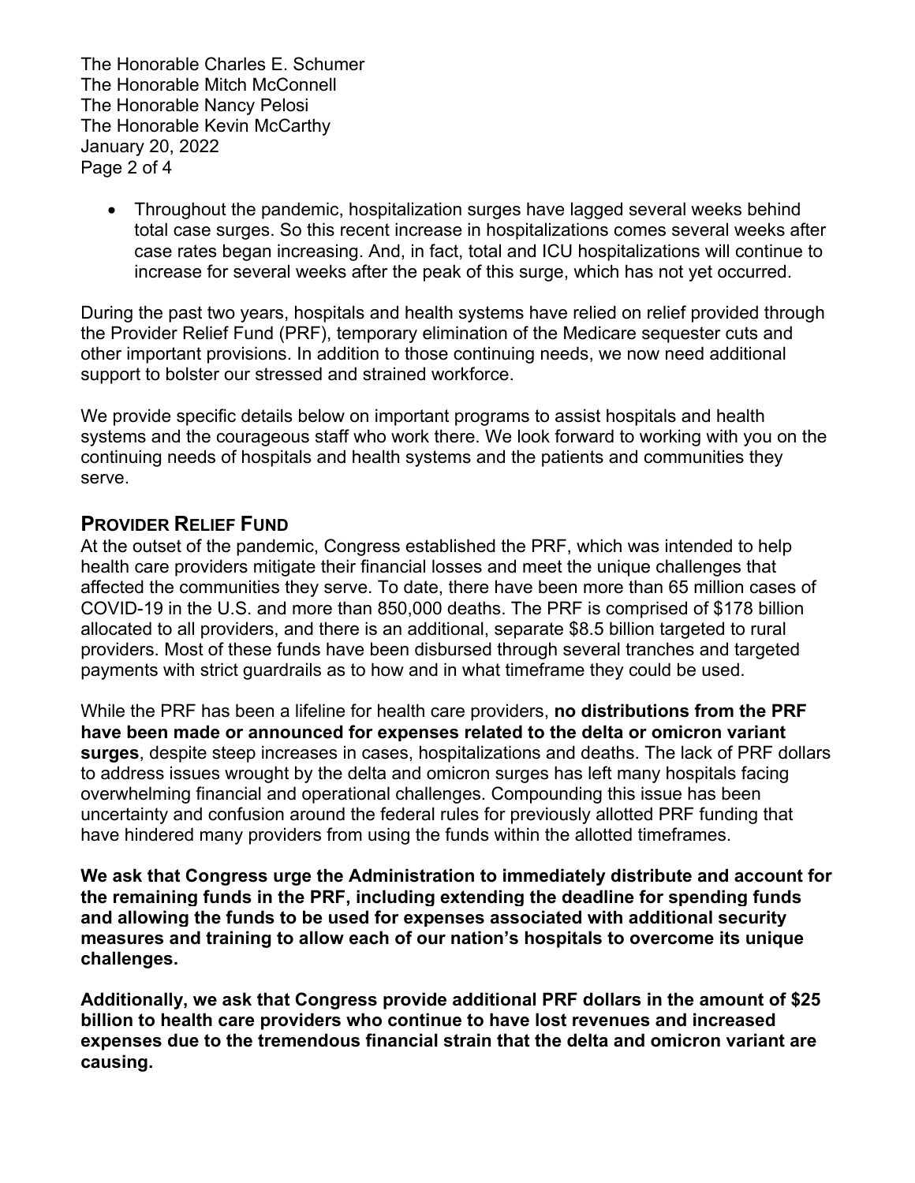- Throughout the pandemic, hospitalization surges have lagged several weeks behind total case surges. So this recent increase in hospitalizations comes several weeks after case rates began increasing. And, in fact, total and ICU hospitalizations will continue to increase for several weeks after the peak of this surge, which has not yet occurred.

During the past two years, hospitals and health systems have relied on relief provided through the Provider Relief Fund (PRF), temporary elimination of the Medicare sequester cuts and other important provisions. In addition to those continuing needs, we now need additional support to bolster our stressed and strained workforce.

We provide specific details below on important programs to assist hospitals and health systems and the courageous staff who work there. We look forward to working with you on the continuing needs of hospitals and health systems and the patients and communities they serve.

## PROVIDER RELIEF FUND

At the outset of the pandemic, Congress established the PRF, which was intended to help health care providers mitigate their financial losses and meet the unique challenges that affected the communities they serve. To date, there have been more than 65 million cases of COVID-19 in the U.S. and more than 850,000 deaths. The PRF is comprised of $178 billion allocated to all providers, and there is an additional, separate $8.5 billion targeted to rural providers. Most of these funds have been disbursed through several tranches and targeted payments with strict guardrails as to how and in what timeframe they could be used.

While the PRF has been a lifeline for health care providers, **no distributions from the PRF have been made or announced for expenses related to the delta or omicron variant surges**, despite steep increases in cases, hospitalizations and deaths. The lack of PRF dollars to address issues wrought by the delta and omicron surges has left many hospitals facing overwhelming financial and operational challenges. Compounding this issue has been uncertainty and confusion around the federal rules for previously allotted PRF funding that have hindered many providers from using the funds within the allotted timeframes.

**We ask that Congress urge the Administration to immediately distribute and account for the remaining funds in the PRF, including extending the deadline for spending funds and allowing the funds to be used for expenses associated with additional security measures and training to allow each of our nation's hospitals to overcome its unique challenges.**

**Additionally, we ask that Congress provide additional PRF dollars in the amount of $25 billion to health care providers who continue to have lost revenues and increased expenses due to the tremendous financial strain that the delta and omicron variant are causing.**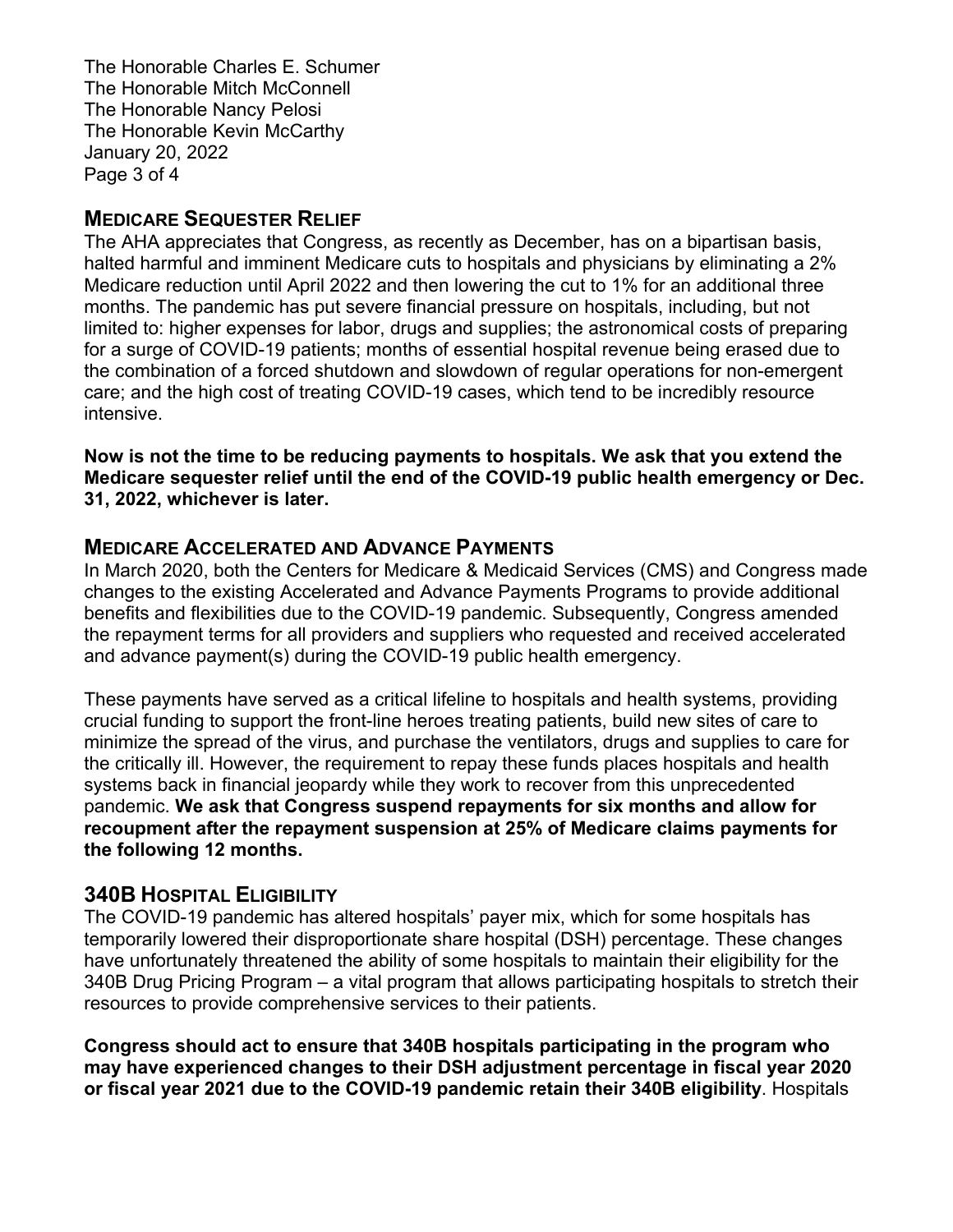## MEDICARE SEQUESTER RELIEF

The AHA appreciates that Congress, as recently as December, has on a bipartisan basis, halted harmful and imminent Medicare cuts to hospitals and physicians by eliminating a 2% Medicare reduction until April 2022 and then lowering the cut to 1% for an additional three months. The pandemic has put severe financial pressure on hospitals, including, but not limited to: higher expenses for labor, drugs and supplies; the astronomical costs of preparing for a surge of COVID-19 patients; months of essential hospital revenue being erased due to the combination of a forced shutdown and slowdown of regular operations for non-emergent care; and the high cost of treating COVID-19 cases, which tend to be incredibly resource intensive.

**Now is not the time to be reducing payments to hospitals. We ask that you extend the Medicare sequester relief until the end of the COVID-19 public health emergency or Dec. 31, 2022, whichever is later.**

## MEDICARE ACCELERATED AND ADVANCE PAYMENTS

In March 2020, both the Centers for Medicare & Medicaid Services (CMS) and Congress made changes to the existing Accelerated and Advance Payments Programs to provide additional benefits and flexibilities due to the COVID-19 pandemic. Subsequently, Congress amended the repayment terms for all providers and suppliers who requested and received accelerated and advance payment(s) during the COVID-19 public health emergency.

These payments have served as a critical lifeline to hospitals and health systems, providing crucial funding to support the front-line heroes treating patients, build new sites of care to minimize the spread of the virus, and purchase the ventilators, drugs and supplies to care for the critically ill. However, the requirement to repay these funds places hospitals and health systems back in financial jeopardy while they work to recover from this unprecedented pandemic. **We ask that Congress suspend repayments for six months and allow for recoupment after the repayment suspension at 25% of Medicare claims payments for the following 12 months.**

## 340B HOSPITAL ELIGIBILITY

The COVID-19 pandemic has altered hospitals' payer mix, which for some hospitals has temporarily lowered their disproportionate share hospital (DSH) percentage. These changes have unfortunately threatened the ability of some hospitals to maintain their eligibility for the 340B Drug Pricing Program – a vital program that allows participating hospitals to stretch their resources to provide comprehensive services to their patients.

**Congress should act to ensure that 340B hospitals participating in the program who may have experienced changes to their DSH adjustment percentage in fiscal year 2020 or fiscal year 2021 due to the COVID-19 pandemic retain their 340B eligibility**. Hospitals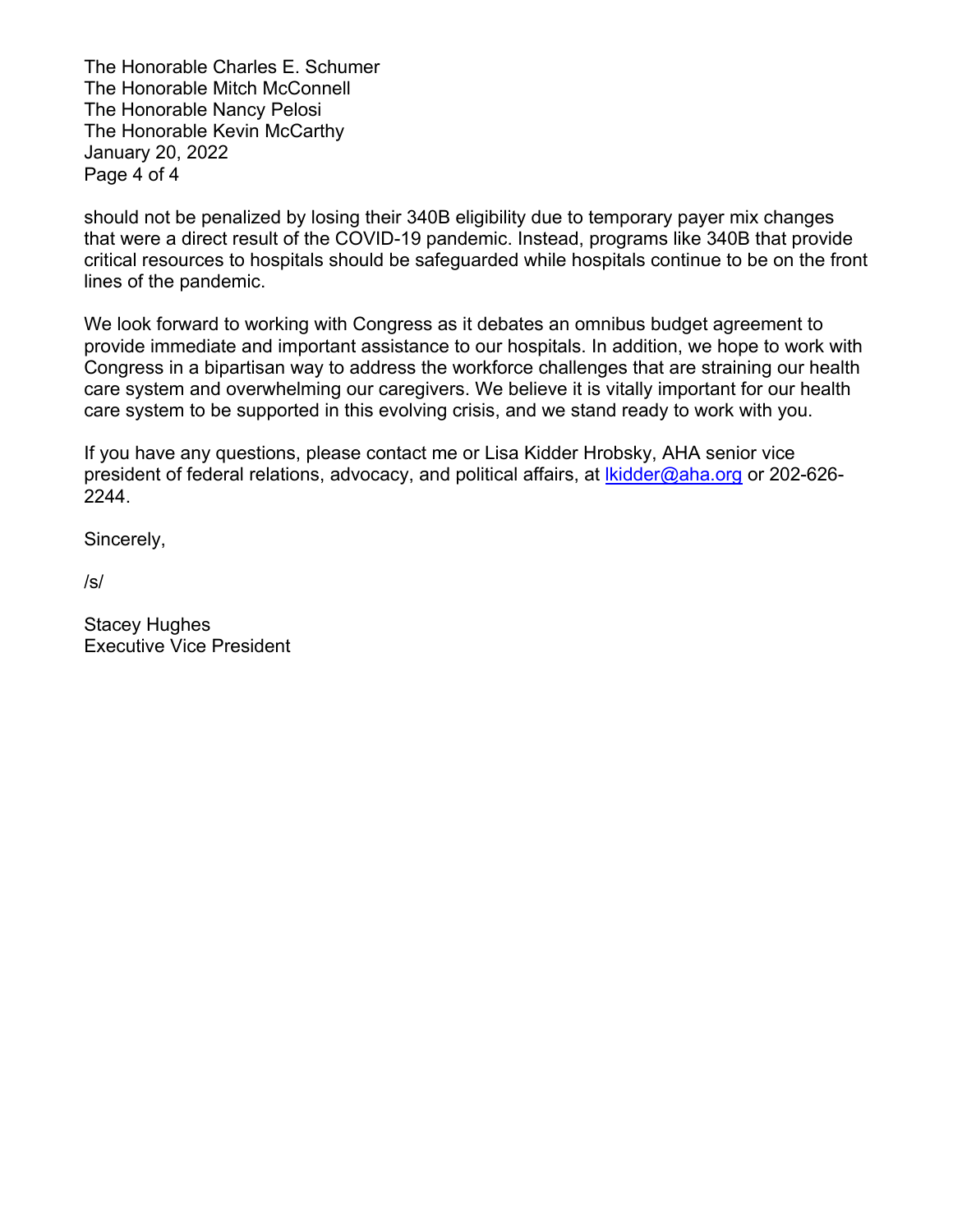should not be penalized by losing their 340B eligibility due to temporary payer mix changes that were a direct result of the COVID-19 pandemic. Instead, programs like 340B that provide critical resources to hospitals should be safeguarded while hospitals continue to be on the front lines of the pandemic.

We look forward to working with Congress as it debates an omnibus budget agreement to provide immediate and important assistance to our hospitals. In addition, we hope to work with Congress in a bipartisan way to address the workforce challenges that are straining our health care system and overwhelming our caregivers. We believe it is vitally important for our health care system to be supported in this evolving crisis, and we stand ready to work with you.

If you have any questions, please contact me or Lisa Kidder Hrobsky, AHA senior vice president of federal relations, advocacy, and political affairs, at lkidder@aha.org or 202-626-2244.

Sincerely,

/s/

Stacey Hughes
Executive Vice President